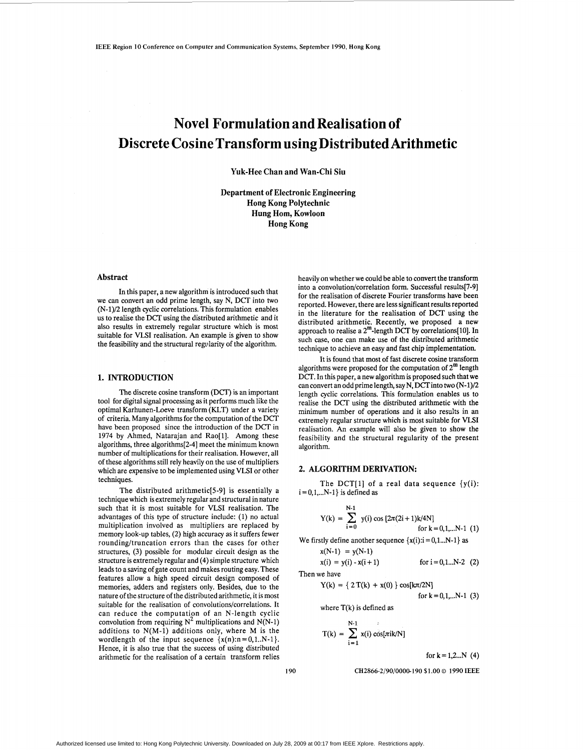# Novel Formulation and Realisation of Discrete Cosine Transform using Distributed Arithmetic

**Yuk-Hee Chan and Wan-Chi Siu**

**Department of Electronic Engineering**
**Hong Kong Polytechnic**
**Hung Hom, Kowloon**
**Hong Kong**

## Abstract

In this paper, a new algorithm is introduced such that we can convert an odd prime length, say N, DCT into two (N-1)/2 length cyclic correlations. This formulation enables us to realise the DCT using the distributed arithmetic and it also results in extremely regular structure which is most suitable for VLSI realisation. An example is given to show the feasibility and the structural regularity of the algorithm.

## 1. INTRODUCTION

The discrete cosine transform (DCT) is an important tool for digital signal processing as it performs much like the optimal Karhunen-Loeve transform (KLT) under a variety of criteria. Many algorithms for the computation of the DCT have been proposed since the introduction of the DCT in 1974 by Ahmed, Natarajan and Rao[1]. Among these algorithms, three algorithms[2-4] meet the minimum known number of multiplications for their realisation. However, all of these algorithms still rely heavily on the use of multipliers which are expensive to be implemented using VLSI or other techniques.

The distributed arithmetic[5-9] is essentially a technique which is extremely regular and structural in nature such that it is most suitable for VLSI realisation. The advantages of this type of structure include: (1) no actual multiplication involved as multipliers are replaced by memory look-up tables, (2) high accuracy as it suffers fewer rounding/truncation errors than the cases for other structures, (3) possible for modular circuit design as the structure is extremely regular and (4) simple structure which leads to a saving of gate count and makes routing easy. These features allow a high speed circuit design composed of memories, adders and registers only. Besides, due to the nature of the structure of the distributed arithmetic, it is most suitable for the realisation of convolutions/correlations. It can reduce the computation of an N-length cyclic convolution from requiring $N^2$ multiplications and N(N-1) additions to N(M-1) additions only, where M is the wordlength of the input sequence $\{x(n):n=0,1..N-1\}$. Hence, it is also true that the success of using distributed arithmetic for the realisation of a certain transform relies heavily on whether we could be able to convert the transform into a convolution/correlation form. Successful results[7-9] for the realisation of discrete Fourier transforms have been reported. However, there are less significant results reported in the literature for the realisation of DCT using the distributed arithmetic. Recently, we proposed a new approach to realise a $2^m$-length DCT by correlations[10]. In such case, one can make use of the distributed arithmetic technique to achieve an easy and fast chip implementation.

It is found that most of fast discrete cosine transform algorithms were proposed for the computation of $2^m$ length DCT. In this paper, a new algorithm is proposed such that we can convert an odd prime length, say N, DCT into two (N-1)/2 length cyclic correlations. This formulation enables us to realise the DCT using the distributed arithmetic with the minimum number of operations and it also results in an extremely regular structure which is most suitable for VLSI realisation. An example will also be given to show the feasibility and the structural regularity of the present algorithm.

## 2. ALGORITHM DERIVATION:

The DCT[1] of a real data sequence $\{y(i): i=0,1,...N-1\}$ is defined as

$$Y(k) = \sum_{i=0}^{N-1} y(i) \cos[2\pi(2i+1)k/4N] \qquad \text{for } k=0,1,...N-1 \quad (1)$$

We firstly define another sequence $\{x(i):i=0,1...N-1\}$ as

$$x(N-1) = y(N-1)$$
$$x(i) = y(i) - x(i+1) \qquad \text{for } i=0,1...N-2 \quad (2)$$

Then we have

$$Y(k) = \{ 2\,T(k) + x(0) \} \cos[k\pi/2N] \qquad \text{for } k=0,1,...N-1 \quad (3)$$

where T(k) is defined as

$$T(k) = \sum_{i=1}^{N-1} x(i) \cos[\pi ik/N] \qquad \text{for } k=1,2...N \quad (4)$$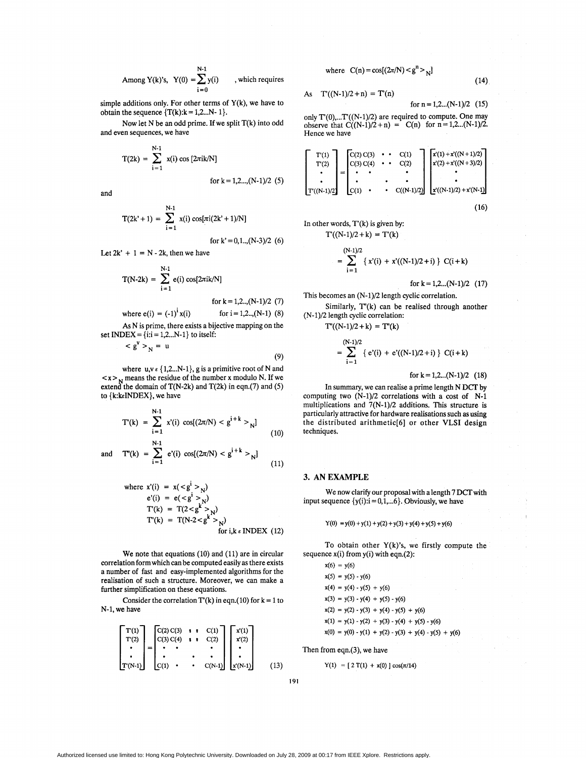Among Y(k)'s, $Y(0) = \sum_{i=0}^{N-1} y(i)$ , which requires simple additions only. For other terms of Y(k), we have to obtain the sequence $\{T(k): k = 1,2...N-1\}$.

Now let N be an odd prime. If we split T(k) into odd and even sequences, we have

$$T(2k) = \sum_{i=1}^{N-1} x(i) \cos[2\pi ik/N] \quad \text{for } k = 1,2...,(N-1)/2 \quad (5)$$

and

$$T(2k'+1) = \sum_{i=1}^{N-1} x(i) \cos[\pi i(2k'+1)/N] \quad \text{for } k' = 0,1..,(N-3)/2 \quad (6)$$

Let $2k' + 1 = N - 2k$, then we have

$$T(N-2k) = \sum_{i=1}^{N-1} e(i) \cos[2\pi ik/N] \quad \text{for } k = 1,2..,(N-1)/2 \quad (7)$$

$$\text{where } e(i) = (-1)^i x(i) \quad \text{for } i = 1,2..,(N-1) \quad (8)$$

As N is prime, there exists a bijective mapping on the set $INDEX = \{i: i = 1,2...N-1\}$ to itself:

$$< g^v >_N = u \quad (9)$$

where $u,v \in \{1,2...N-1\}$, g is a primitive root of N and $<x>_N$ means the residue of the number x modulo N. If we extend the domain of T(N-2k) and T(2k) in eqn.(7) and (5) to $\{k: k \in INDEX\}$, we have

$$T'(k) = \sum_{i=1}^{N-1} x'(i) \cos[(2\pi/N) < g^{i+k} >_N] \quad (10)$$

and

$$T''(k) = \sum_{i=1}^{N-1} e'(i) \cos[(2\pi/N) < g^{i+k} >_N] \quad (11)$$

$$\begin{aligned}
\text{where } x'(i) &= x(<g^i>_N) \\
e'(i) &= e(<g^i>_N) \\
T'(k) &= T(2<g^k>_N) \\
T''(k) &= T(N-2<g^k>_N)
\end{aligned} \quad \text{for } i,k \in INDEX \quad (12)$$

We note that equations (10) and (11) are in circular correlation form which can be computed easily as there exists a number of fast and easy-implemented algorithms for the realisation of such a structure. Moreover, we can make a further simplification on these equations.

Consider the correlation T'(k) in eqn.(10) for k = 1 to N-1, we have

$$\begin{bmatrix} T'(1) \\ T'(2) \\ \cdot \\ \cdot \\ T'(N-1) \end{bmatrix} = \begin{bmatrix} C(2) & C(3) & \cdots & C(1) \\ C(3) & C(4) & \cdots & C(2) \\ \cdot & \cdot & & \cdot \\ \cdot & & \cdot & \cdot \\ C(1) & \cdot & \cdot & C(N-1) \end{bmatrix} \begin{bmatrix} x'(1) \\ x'(2) \\ \cdot \\ \cdot \\ x'(N-1) \end{bmatrix} \quad (13)$$

$$\text{where } C(n) = \cos[(2\pi/N) < g^n >_N] \quad (14)$$

$$\text{As } T'((N-1)/2 + n) = T'(n) \quad \text{for } n = 1,2...(N-1)/2 \quad (15)$$

only T'(0),...T'((N-1)/2) are required to compute. One may observe that $C((N-1)/2 + n) = C(n)$ for $n = 1,2...(N-1)/2$. Hence we have

$$\begin{bmatrix} T'(1) \\ T'(2) \\ \cdot \\ \cdot \\ T'((N-1)/2) \end{bmatrix} = \begin{bmatrix} C(2) & C(3) & \cdots & C(1) \\ C(3) & C(4) & \cdots & C(2) \\ \cdot & \cdot & & \cdot \\ \cdot & & \cdot & \cdot \\ C(1) & \cdot & \cdot & C((N-1)/2) \end{bmatrix} \begin{bmatrix} x'(1) + x'((N+1)/2) \\ x'(2) + x'((N+3)/2) \\ \cdot \\ \cdot \\ x'((N-1)/2) + x'(N-1) \end{bmatrix} \quad (16)$$

In other words, T'(k) is given by:

$$T'((N-1)/2 + k) = T'(k) = \sum_{i=1}^{(N-1)/2} \{ x'(i) + x'((N-1)/2 + i) \} \, C(i+k) \quad \text{for } k = 1,2...(N-1)/2 \quad (17)$$

This becomes an (N-1)/2 length cyclic correlation.

Similarly, T''(k) can be realised through another (N-1)/2 length cyclic correlation:

$$T''((N-1)/2 + k) = T''(k) = \sum_{i=1}^{(N-1)/2} \{ e'(i) + e'((N-1)/2 + i) \} \, C(i+k) \quad \text{for } k = 1,2...(N-1)/2 \quad (18)$$

In summary, we can realise a prime length N DCT by computing two (N-1)/2 correlations with a cost of N-1 multiplications and 7(N-1)/2 additions. This structure is particularly attractive for hardware realisations such as using the distributed arithmetic[6] or other VLSI design techniques.

## 3. AN EXAMPLE

We now clarify our proposal with a length 7 DCT with input sequence $\{y(i): i = 0,1,...6\}$. Obviously, we have

$$Y(0) = y(0) + y(1) + y(2) + y(3) + y(4) + y(5) + y(6)$$

To obtain other Y(k)'s, we firstly compute the sequence x(i) from y(i) with eqn.(2):

$$\begin{aligned}
x(6) &= y(6) \\
x(5) &= y(5) - y(6) \\
x(4) &= y(4) - y(5) + y(6) \\
x(3) &= y(3) - y(4) + y(5) - y(6) \\
x(2) &= y(2) - y(3) + y(4) - y(5) + y(6) \\
x(1) &= y(1) - y(2) + y(3) - y(4) + y(5) - y(6) \\
x(0) &= y(0) - y(1) + y(2) - y(3) + y(4) - y(5) + y(6)
\end{aligned}$$

Then from eqn.(3), we have

$$Y(1) = [\, 2\, T(1) + x(0) \,] \cos(\pi/14)$$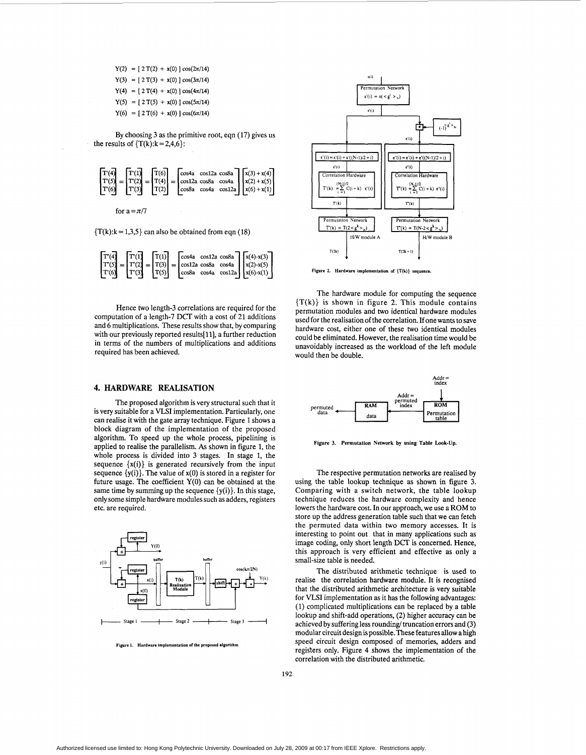$$Y(2) = [\,2\,T(2) + x(0)\,]\cos(2\pi/14)$$
$$Y(3) = [\,2\,T(3) + x(0)\,]\cos(3\pi/14)$$
$$Y(4) = [\,2\,T(4) + x(0)\,]\cos(4\pi/14)$$
$$Y(5) = [\,2\,T(5) + x(0)\,]\cos(5\pi/14)$$
$$Y(6) = [\,2\,T(6) + x(0)\,]\cos(6\pi/14)$$

By choosing 3 as the primitive root, eqn (17) gives us the results of $\{T(k):k=2,4,6\}$:

$$\begin{bmatrix} T'(4) \\ T'(5) \\ T'(6) \end{bmatrix} = \begin{bmatrix} T'(1) \\ T'(2) \\ T'(3) \end{bmatrix} = \begin{bmatrix} T(6) \\ T(4) \\ T(2) \end{bmatrix} = \begin{bmatrix} \cos 4a & \cos 12a & \cos 8a \\ \cos 12a & \cos 8a & \cos 4a \\ \cos 8a & \cos 4a & \cos 12a \end{bmatrix} \begin{bmatrix} x(3)+x(4) \\ x(2)+x(5) \\ x(6)+x(1) \end{bmatrix}$$

for $a = \pi/7$

$\{T(k):k=1,3,5\}$ can also be obtained from eqn (18)

$$\begin{bmatrix} T''(4) \\ T''(5) \\ T''(6) \end{bmatrix} = \begin{bmatrix} T''(1) \\ T''(2) \\ T''(3) \end{bmatrix} = \begin{bmatrix} T(1) \\ T(3) \\ T(5) \end{bmatrix} = \begin{bmatrix} \cos 4a & \cos 12a & \cos 8a \\ \cos 12a & \cos 8a & \cos 4a \\ \cos 8a & \cos 4a & \cos 12a \end{bmatrix} \begin{bmatrix} x(4)-x(3) \\ x(2)-x(5) \\ x(6)-x(1) \end{bmatrix}$$

Hence two length-3 correlations are required for the computation of a length-7 DCT with a cost of 21 additions and 6 multiplications. These results show that, by comparing with our previously reported results[11], a further reduction in terms of the numbers of multiplications and additions required has been achieved.

## 4. HARDWARE REALISATION

The proposed algorithm is very structural such that it is very suitable for a VLSI implementation. Particularly, one can realise it with the gate array technique. Figure 1 shows a block diagram of the implementation of the proposed algorithm. To speed up the whole process, pipelining is applied to realise the parallelism. As shown in figure 1, the whole process is divided into 3 stages. In stage 1, the sequence $\{x(i)\}$ is generated recursively from the input sequence $\{y(i)\}$. The value of $x(0)$ is stored in a register for future usage. The coefficient $Y(0)$ can be obtained at the same time by summing up the sequence $\{y(i)\}$. In this stage, only some simple hardware modules such as adders, registers etc. are required.

Figure 1. Hardware implementation of the proposed algorithm

Figure 2. Hardware implementation of $\{T(k)\}$ sequence.

The hardware module for computing the sequence $\{T(k)\}$ is shown in figure 2. This module contains permutation modules and two identical hardware modules used for the realisation of the correlation. If one wants to save hardware cost, either one of these two identical modules could be eliminated. However, the realisation time would be unavoidably increased as the workload of the left module would then be double.

Figure 3. Permutation Network by using Table Look-Up.

The respective permutation networks are realised by using the table lookup technique as shown in figure 3. Comparing with a switch network, the table lookup technique reduces the hardware complexity and hence lowers the hardware cost. In our approach, we use a ROM to store up the address generation table such that we can fetch the permuted data within two memory accesses. It is interesting to point out that in many applications such as image coding, only short length DCT is concerned. Hence, this approach is very efficient and effective as only a small-size table is needed.

The distributed arithmetic technique is used to realise the correlation hardware module. It is recognised that the distributed arithmetic architecture is very suitable for VLSI implementation as it has the following advantages: (1) complicated multiplications can be replaced by a table lookup and shift-add operations, (2) higher accuracy can be achieved by suffering less rounding/ truncation errors and (3) modular circuit design is possible. These features allow a high speed circuit design composed of memories, adders and registers only. Figure 4 shows the implementation of the correlation with the distributed arithmetic.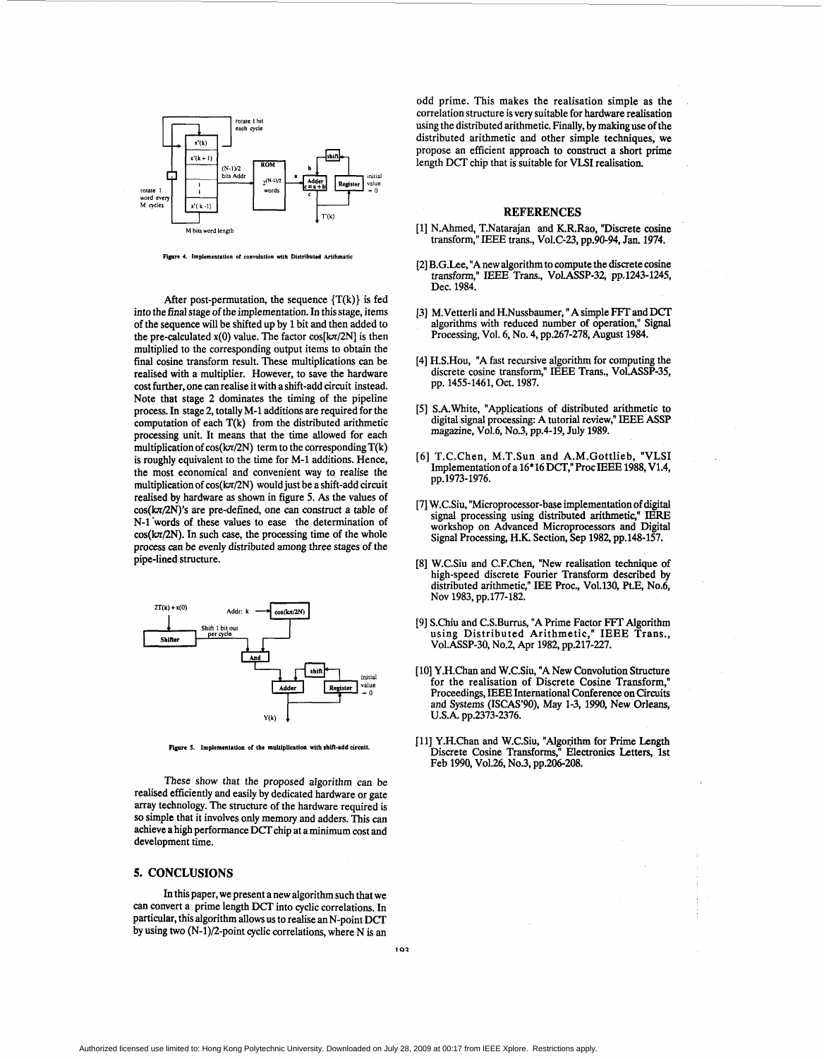rotate 1 bit each cycle

$x'(k)$

$x'(k+1)$

$(N-1)/2$ bits Addr

ROM

$2^{(N-1)/2}$ words

a

b

shift

Adder $c=a+b$

Register

initial value = 0

c

$T'(k)$

rotate 1 word every M cycles

$x'(k-1)$

M bits word length

**Figure 4. Implementation of convolution with Distributed Arithmatic**

After post-permutation, the sequence $\{T(k)\}$ is fed into the final stage of the implementation. In this stage, items of the sequence will be shifted up by 1 bit and then added to the pre-calculated $x(0)$ value. The factor $\cos[k\pi/2N]$ is then multiplied to the corresponding output items to obtain the final cosine transform result. These multiplications can be realised with a multiplier. However, to save the hardware cost further, one can realise it with a shift-add circuit instead. Note that stage 2 dominates the timing of the pipeline process. In stage 2, totally M-1 additions are required for the computation of each $T(k)$ from the distributed arithmetic processing unit. It means that the time allowed for each multiplication of $\cos(k\pi/2N)$ term to the corresponding $T(k)$ is roughly equivalent to the time for M-1 additions. Hence, the most economical and convenient way to realise the multiplication of $\cos(k\pi/2N)$ would just be a shift-add circuit realised by hardware as shown in figure 5. As the values of $\cos(k\pi/2N)$'s are pre-defined, one can construct a table of N-1 words of these values to ease the determination of $\cos(k\pi/2N)$. In such case, the processing time of the whole process can be evenly distributed among three stages of the pipe-lined structure.

$2T(k) + x(0)$

Addr: k

$\cos(k\pi/2N)$

Shift 1 bit out per cycle

Shifter

And

shift

Adder

Register

initial value = 0

Y(k)

**Figure 5. Implementation of the multiplication with shift-add circuit.**

These show that the proposed algorithm can be realised efficiently and easily by dedicated hardware or gate array technology. The structure of the hardware required is so simple that it involves only memory and adders. This can achieve a high performance DCT chip at a minimum cost and development time.

## 5. CONCLUSIONS

In this paper, we present a new algorithm such that we can convert a prime length DCT into cyclic correlations. In particular, this algorithm allows us to realise an N-point DCT by using two (N-1)/2-point cyclic correlations, where N is an odd prime. This makes the realisation simple as the correlation structure is very suitable for hardware realisation using the distributed arithmetic. Finally, by making use of the distributed arithmetic and other simple techniques, we propose an efficient approach to construct a short prime length DCT chip that is suitable for VLSI realisation.

## REFERENCES

[1] N.Ahmed, T.Natarajan and K.R.Rao, "Discrete cosine transform," IEEE trans., Vol.C-23, pp.90-94, Jan. 1974.

[2] B.G.Lee, "A new algorithm to compute the discrete cosine transform," IEEE Trans., Vol.ASSP-32, pp.1243-1245, Dec. 1984.

[3] M.Vetterli and H.Nussbaumer, "A simple FFT and DCT algorithms with reduced number of operation," Signal Processing, Vol. 6, No. 4, pp.267-278, August 1984.

[4] H.S.Hou, "A fast recursive algorithm for computing the discrete cosine transform," IEEE Trans., Vol.ASSP-35, pp. 1455-1461, Oct. 1987.

[5] S.A.White, "Applications of distributed arithmetic to digital signal processing: A tutorial review," IEEE ASSP magazine, Vol.6, No.3, pp.4-19, July 1989.

[6] T.C.Chen, M.T.Sun and A.M.Gottlieb, "VLSI Implementation of a 16*16 DCT," Proc IEEE 1988, V1.4, pp.1973-1976.

[7] W.C.Siu, "Microprocessor-base implementation of digital signal processing using distributed arithmetic," IERE workshop on Advanced Microprocessors and Digital Signal Processing, H.K. Section, Sep 1982, pp.148-157.

[8] W.C.Siu and C.F.Chen, "New realisation technique of high-speed discrete Fourier Transform described by distributed arithmetic," IEE Proc., Vol.130, Pt.E, No.6, Nov 1983, pp.177-182.

[9] S.Chiu and C.S.Burrus, "A Prime Factor FFT Algorithm using Distributed Arithmetic," IEEE Trans., Vol.ASSP-30, No.2, Apr 1982, pp.217-227.

[10] Y.H.Chan and W.C.Siu, "A New Convolution Structure for the realisation of Discrete Cosine Transform," Proceedings, IEEE International Conference on Circuits and Systems (ISCAS'90), May 1-3, 1990, New Orleans, U.S.A. pp.2373-2376.

[11] Y.H.Chan and W.C.Siu, "Algorithm for Prime Length Discrete Cosine Transforms," Electronics Letters, 1st Feb 1990, Vol.26, No.3, pp.206-208.